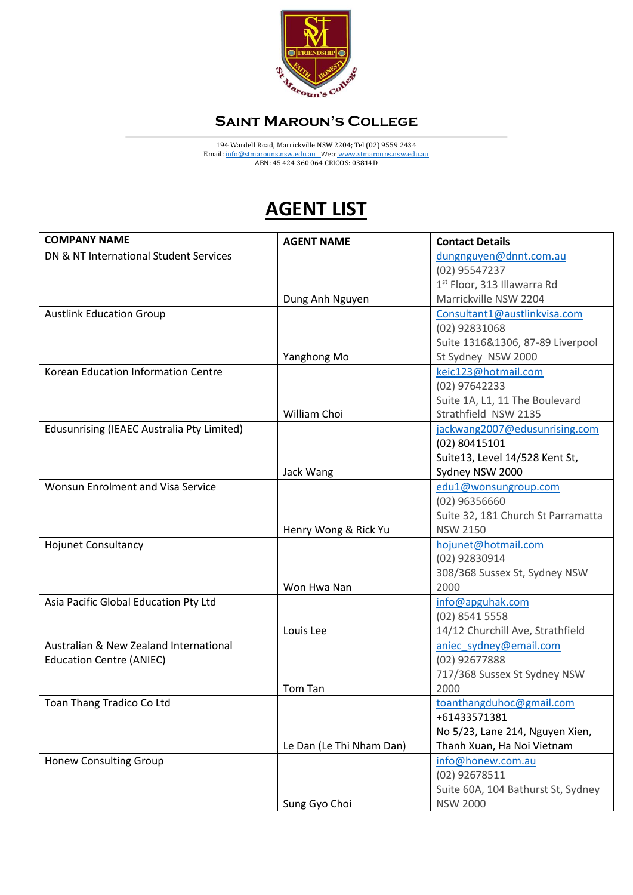# Saint Maroun's College

194 Wardell Road, Marrickville NSW 2204; Tel (02) 9559 2434
Email: info@stmarouns.nsw.edu.au Web: www.stmarouns.nsw.edu.au
ABN: 45 424 360 064 CRICOS: 03814D

# AGENT LIST

| COMPANY NAME | AGENT NAME | Contact Details |
|---|---|---|
| DN & NT International Student Services | Dung Anh Nguyen | dungnguyen@dnnt.com.au<br>(02) 95547237<br>1st Floor, 313 Illawarra Rd<br>Marrickville NSW 2204 |
| Austlink Education Group | Yanghong Mo | Consultant1@austlinkvisa.com<br>(02) 92831068<br>Suite 1316&1306, 87-89 Liverpool St Sydney NSW 2000 |
| Korean Education Information Centre | William Choi | keic123@hotmail.com<br>(02) 97642233<br>Suite 1A, L1, 11 The Boulevard<br>Strathfield NSW 2135 |
| Edusunrising (IEAEC Australia Pty Limited) | Jack Wang | jackwang2007@edusunrising.com<br>(02) 80415101<br>Suite13, Level 14/528 Kent St,<br>Sydney NSW 2000 |
| Wonsun Enrolment and Visa Service | Henry Wong & Rick Yu | edu1@wonsungroup.com<br>(02) 96356660<br>Suite 32, 181 Church St Parramatta NSW 2150 |
| Hojunet Consultancy | Won Hwa Nan | hojunet@hotmail.com<br>(02) 92830914<br>308/368 Sussex St, Sydney NSW 2000 |
| Asia Pacific Global Education Pty Ltd | Louis Lee | info@apguhak.com<br>(02) 8541 5558<br>14/12 Churchill Ave, Strathfield |
| Australian & New Zealand International Education Centre (ANIEC) | Tom Tan | aniec_sydney@email.com<br>(02) 92677888<br>717/368 Sussex St Sydney NSW 2000 |
| Toan Thang Tradico Co Ltd | Le Dan (Le Thi Nham Dan) | toanthangduhoc@gmail.com<br>+61433571381<br>No 5/23, Lane 214, Nguyen Xien, Thanh Xuan, Ha Noi Vietnam |
| Honew Consulting Group | Sung Gyo Choi | info@honew.com.au<br>(02) 92678511<br>Suite 60A, 104 Bathurst St, Sydney NSW 2000 |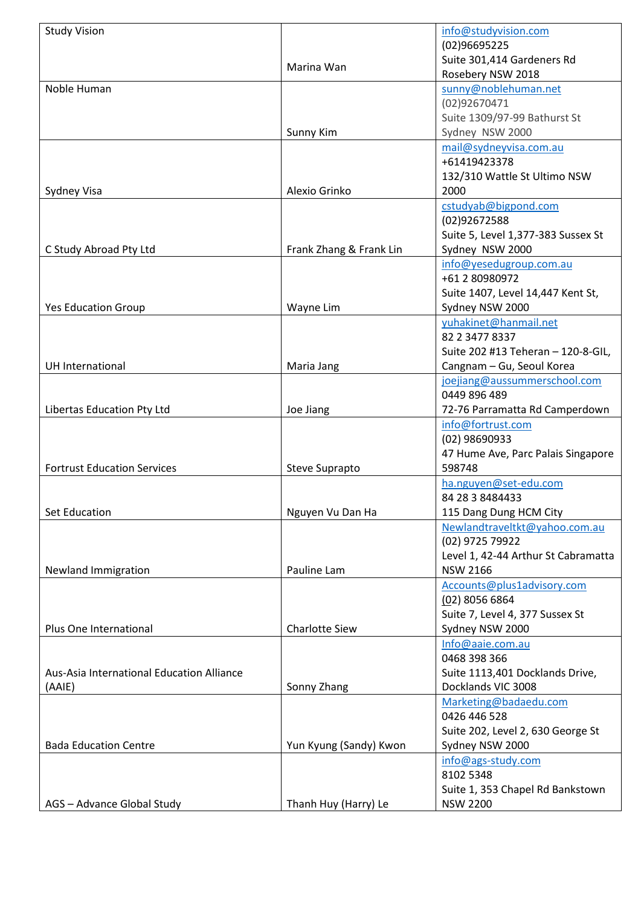| Study Vision | Marina Wan | info@studyvision.com<br>(02)96695225<br>Suite 301,414 Gardeners Rd<br>Rosebery NSW 2018 |
| --- | --- | --- |
| Noble Human | Sunny Kim | sunny@noblehuman.net<br>(02)92670471<br>Suite 1309/97-99 Bathurst St<br>Sydney NSW 2000 |
| Sydney Visa | Alexio Grinko | mail@sydneyvisa.com.au<br>+61419423378<br>132/310 Wattle St Ultimo NSW 2000 |
| C Study Abroad Pty Ltd | Frank Zhang & Frank Lin | cstudyab@bigpond.com<br>(02)92672588<br>Suite 5, Level 1,377-383 Sussex St<br>Sydney NSW 2000 |
| Yes Education Group | Wayne Lim | info@yesedugroup.com.au<br>+61 2 80980972<br>Suite 1407, Level 14,447 Kent St,<br>Sydney NSW 2000 |
| UH International | Maria Jang | yuhakinet@hanmail.net<br>82 2 3477 8337<br>Suite 202 #13 Teheran – 120-8-GIL,<br>Cangnam – Gu, Seoul Korea |
| Libertas Education Pty Ltd | Joe Jiang | joejiang@aussummerschool.com<br>0449 896 489<br>72-76 Parramatta Rd Camperdown |
| Fortrust Education Services | Steve Suprapto | info@fortrust.com<br>(02) 98690933<br>47 Hume Ave, Parc Palais Singapore 598748 |
| Set Education | Nguyen Vu Dan Ha | ha.nguyen@set-edu.com<br>84 28 3 8484433<br>115 Dang Dung HCM City |
| Newland Immigration | Pauline Lam | Newlandtraveltkt@yahoo.com.au<br>(02) 9725 79922<br>Level 1, 42-44 Arthur St Cabramatta NSW 2166 |
| Plus One International | Charlotte Siew | Accounts@plus1advisory.com<br>(02) 8056 6864<br>Suite 7, Level 4, 377 Sussex St<br>Sydney NSW 2000 |
| Aus-Asia International Education Alliance (AAIE) | Sonny Zhang | Info@aaie.com.au<br>0468 398 366<br>Suite 1113,401 Docklands Drive,<br>Docklands VIC 3008 |
| Bada Education Centre | Yun Kyung (Sandy) Kwon | Marketing@badaedu.com<br>0426 446 528<br>Suite 202, Level 2, 630 George St<br>Sydney NSW 2000 |
| AGS – Advance Global Study | Thanh Huy (Harry) Le | info@ags-study.com<br>8102 5348<br>Suite 1, 353 Chapel Rd Bankstown NSW 2200 |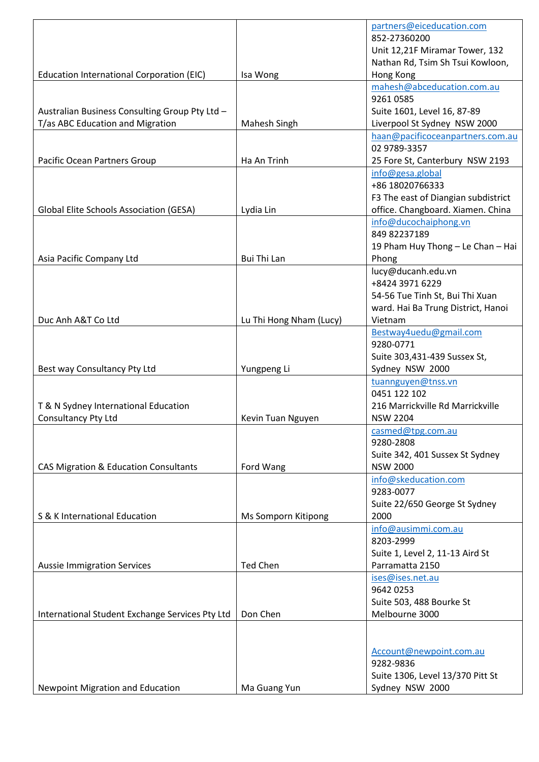| | | |
|---|---|---|
| Education International Corporation (EIC) | Isa Wong | partners@eiceducation.com<br>852-27360200<br>Unit 12,21F Miramar Tower, 132 Nathan Rd, Tsim Sh Tsui Kowloon, Hong Kong |
| Australian Business Consulting Group Pty Ltd – T/as ABC Education and Migration | Mahesh Singh | mahesh@abceducation.com.au<br>9261 0585<br>Suite 1601, Level 16, 87-89 Liverpool St Sydney NSW 2000 |
| Pacific Ocean Partners Group | Ha An Trinh | haan@pacificoceanpartners.com.au<br>02 9789-3357<br>25 Fore St, Canterbury NSW 2193 |
| Global Elite Schools Association (GESA) | Lydia Lin | info@gesa.global<br>+86 18020766333<br>F3 The east of Diangian subdistrict office. Changboard. Xiamen. China |
| Asia Pacific Company Ltd | Bui Thi Lan | info@ducochaiphong.vn<br>849 82237189<br>19 Pham Huy Thong – Le Chan – Hai Phong |
| Duc Anh A&T Co Ltd | Lu Thi Hong Nham (Lucy) | lucy@ducanh.edu.vn<br>+8424 3971 6229<br>54-56 Tue Tinh St, Bui Thi Xuan ward. Hai Ba Trung District, Hanoi Vietnam |
| Best way Consultancy Pty Ltd | Yungpeng Li | Bestway4uedu@gmail.com<br>9280-0771<br>Suite 303,431-439 Sussex St, Sydney NSW 2000 |
| T & N Sydney International Education Consultancy Pty Ltd | Kevin Tuan Nguyen | tuannguyen@tnss.vn<br>0451 122 102<br>216 Marrickville Rd Marrickville NSW 2204 |
| CAS Migration & Education Consultants | Ford Wang | casmed@tpg.com.au<br>9280-2808<br>Suite 342, 401 Sussex St Sydney NSW 2000 |
| S & K International Education | Ms Somporn Kitipong | info@skeducation.com<br>9283-0077<br>Suite 22/650 George St Sydney 2000 |
| Aussie Immigration Services | Ted Chen | info@ausimmi.com.au<br>8203-2999<br>Suite 1, Level 2, 11-13 Aird St Parramatta 2150 |
| International Student Exchange Services Pty Ltd | Don Chen | ises@ises.net.au<br>9642 0253<br>Suite 503, 488 Bourke St Melbourne 3000 |
| Newpoint Migration and Education | Ma Guang Yun | Account@newpoint.com.au<br>9282-9836<br>Suite 1306, Level 13/370 Pitt St Sydney NSW 2000 |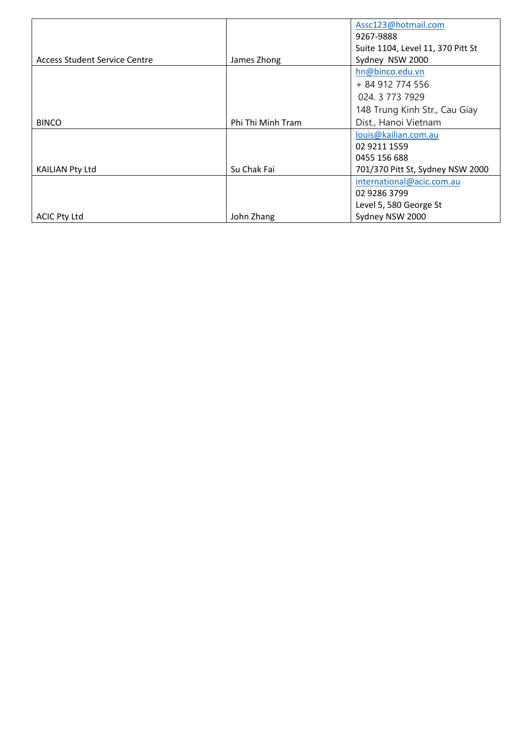| | | |
|---|---|---|
| Access Student Service Centre | James Zhong | Assc123@hotmail.com<br>9267-9888<br>Suite 1104, Level 11, 370 Pitt St<br>Sydney NSW 2000 |
| BINCO | Phi Thi Minh Tram | hn@binco.edu.vn<br>+ 84 912 774 556<br>024. 3 773 7929<br>148 Trung Kinh Str., Cau Giay Dist., Hanoi Vietnam |
| KAILIAN Pty Ltd | Su Chak Fai | louis@kailian.com.au<br>02 9211 1559<br>0455 156 688<br>701/370 Pitt St, Sydney NSW 2000 |
| ACIC Pty Ltd | John Zhang | international@acic.com.au<br>02 9286 3799<br>Level 5, 580 George St<br>Sydney NSW 2000 |